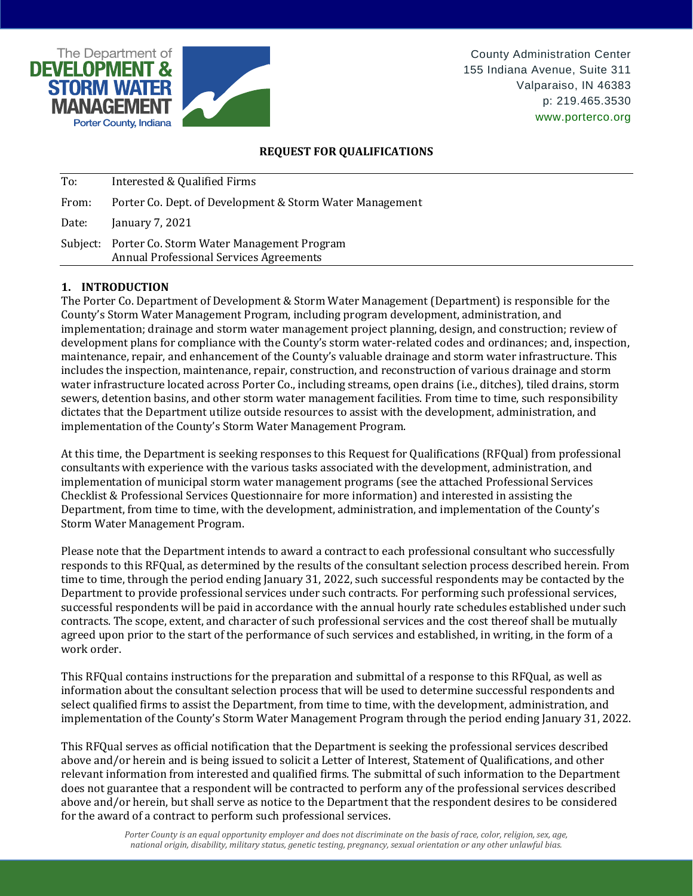The Department of **DEVELOPMENT & STORM WATER MANAGEMENT**
Porter County, Indiana

County Administration Center
155 Indiana Avenue, Suite 311
Valparaiso, IN 46383
p: 219.465.3530
www.porterco.org

**REQUEST FOR QUALIFICATIONS**

| | |
|---|---|
| To: | Interested & Qualified Firms |
| From: | Porter Co. Dept. of Development & Storm Water Management |
| Date: | January 7, 2021 |
| Subject: | Porter Co. Storm Water Management Program<br>Annual Professional Services Agreements |

## 1. INTRODUCTION

The Porter Co. Department of Development & Storm Water Management (Department) is responsible for the County's Storm Water Management Program, including program development, administration, and implementation; drainage and storm water management project planning, design, and construction; review of development plans for compliance with the County's storm water-related codes and ordinances; and, inspection, maintenance, repair, and enhancement of the County's valuable drainage and storm water infrastructure. This includes the inspection, maintenance, repair, construction, and reconstruction of various drainage and storm water infrastructure located across Porter Co., including streams, open drains (i.e., ditches), tiled drains, storm sewers, detention basins, and other storm water management facilities. From time to time, such responsibility dictates that the Department utilize outside resources to assist with the development, administration, and implementation of the County's Storm Water Management Program.

At this time, the Department is seeking responses to this Request for Qualifications (RFQual) from professional consultants with experience with the various tasks associated with the development, administration, and implementation of municipal storm water management programs (see the attached Professional Services Checklist & Professional Services Questionnaire for more information) and interested in assisting the Department, from time to time, with the development, administration, and implementation of the County's Storm Water Management Program.

Please note that the Department intends to award a contract to each professional consultant who successfully responds to this RFQual, as determined by the results of the consultant selection process described herein. From time to time, through the period ending January 31, 2022, such successful respondents may be contacted by the Department to provide professional services under such contracts. For performing such professional services, successful respondents will be paid in accordance with the annual hourly rate schedules established under such contracts. The scope, extent, and character of such professional services and the cost thereof shall be mutually agreed upon prior to the start of the performance of such services and established, in writing, in the form of a work order.

This RFQual contains instructions for the preparation and submittal of a response to this RFQual, as well as information about the consultant selection process that will be used to determine successful respondents and select qualified firms to assist the Department, from time to time, with the development, administration, and implementation of the County's Storm Water Management Program through the period ending January 31, 2022.

This RFQual serves as official notification that the Department is seeking the professional services described above and/or herein and is being issued to solicit a Letter of Interest, Statement of Qualifications, and other relevant information from interested and qualified firms. The submittal of such information to the Department does not guarantee that a respondent will be contracted to perform any of the professional services described above and/or herein, but shall serve as notice to the Department that the respondent desires to be considered for the award of a contract to perform such professional services.

*Porter County is an equal opportunity employer and does not discriminate on the basis of race, color, religion, sex, age, national origin, disability, military status, genetic testing, pregnancy, sexual orientation or any other unlawful bias.*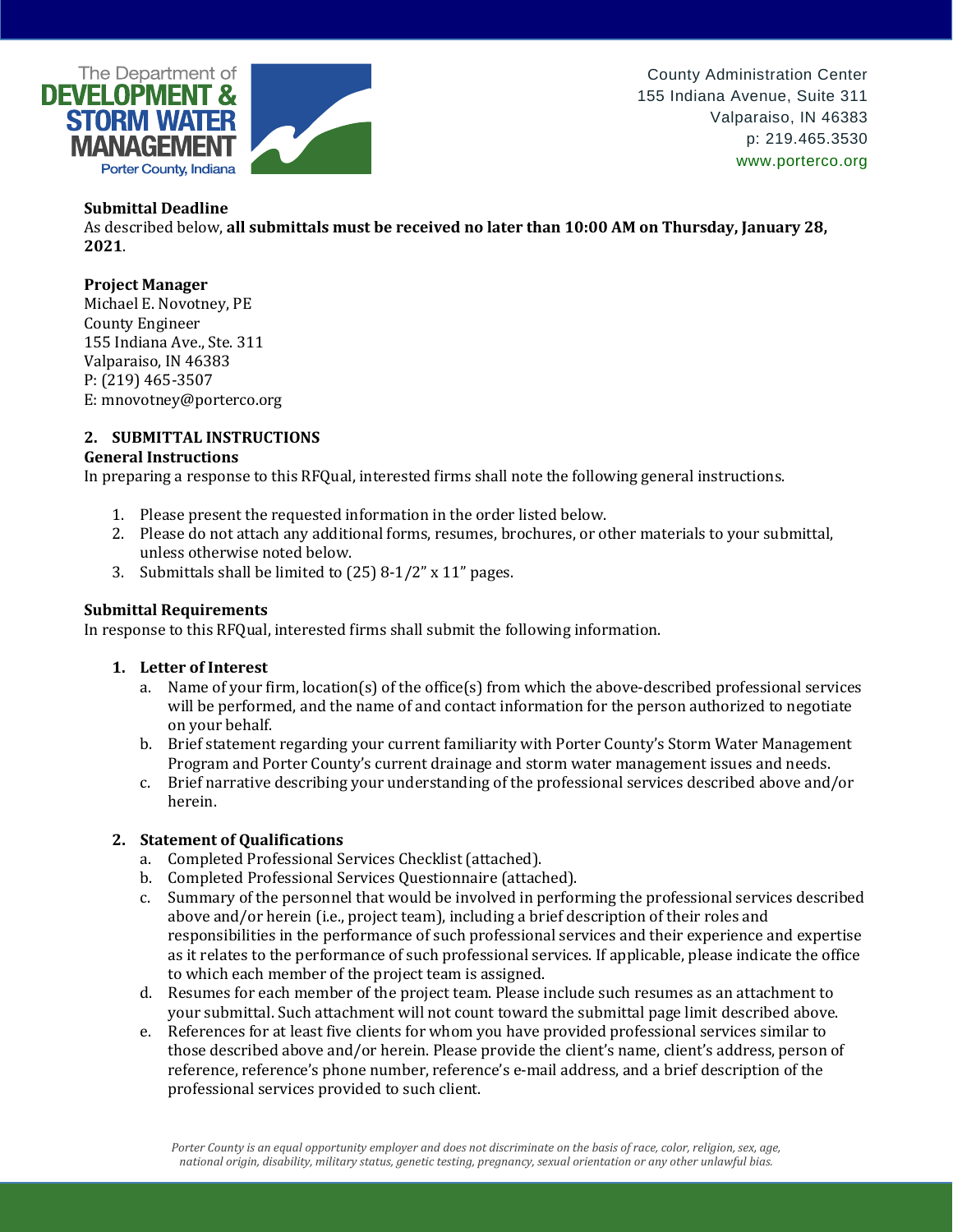**Submittal Deadline**
As described below, **all submittals must be received no later than 10:00 AM on Thursday, January 28, 2021**.

**Project Manager**
Michael E. Novotney, PE
County Engineer
155 Indiana Ave., Ste. 311
Valparaiso, IN 46383
P: (219) 465-3507
E: mnovotney@porterco.org

## 2. SUBMITTAL INSTRUCTIONS

**General Instructions**
In preparing a response to this RFQual, interested firms shall note the following general instructions.

1. Please present the requested information in the order listed below.
2. Please do not attach any additional forms, resumes, brochures, or other materials to your submittal, unless otherwise noted below.
3. Submittals shall be limited to (25) 8-1/2" x 11" pages.

**Submittal Requirements**
In response to this RFQual, interested firms shall submit the following information.

1. **Letter of Interest**
   a. Name of your firm, location(s) of the office(s) from which the above-described professional services will be performed, and the name of and contact information for the person authorized to negotiate on your behalf.
   b. Brief statement regarding your current familiarity with Porter County's Storm Water Management Program and Porter County's current drainage and storm water management issues and needs.
   c. Brief narrative describing your understanding of the professional services described above and/or herein.

2. **Statement of Qualifications**
   a. Completed Professional Services Checklist (attached).
   b. Completed Professional Services Questionnaire (attached).
   c. Summary of the personnel that would be involved in performing the professional services described above and/or herein (i.e., project team), including a brief description of their roles and responsibilities in the performance of such professional services and their experience and expertise as it relates to the performance of such professional services. If applicable, please indicate the office to which each member of the project team is assigned.
   d. Resumes for each member of the project team. Please include such resumes as an attachment to your submittal. Such attachment will not count toward the submittal page limit described above.
   e. References for at least five clients for whom you have provided professional services similar to those described above and/or herein. Please provide the client's name, client's address, person of reference, reference's phone number, reference's e-mail address, and a brief description of the professional services provided to such client.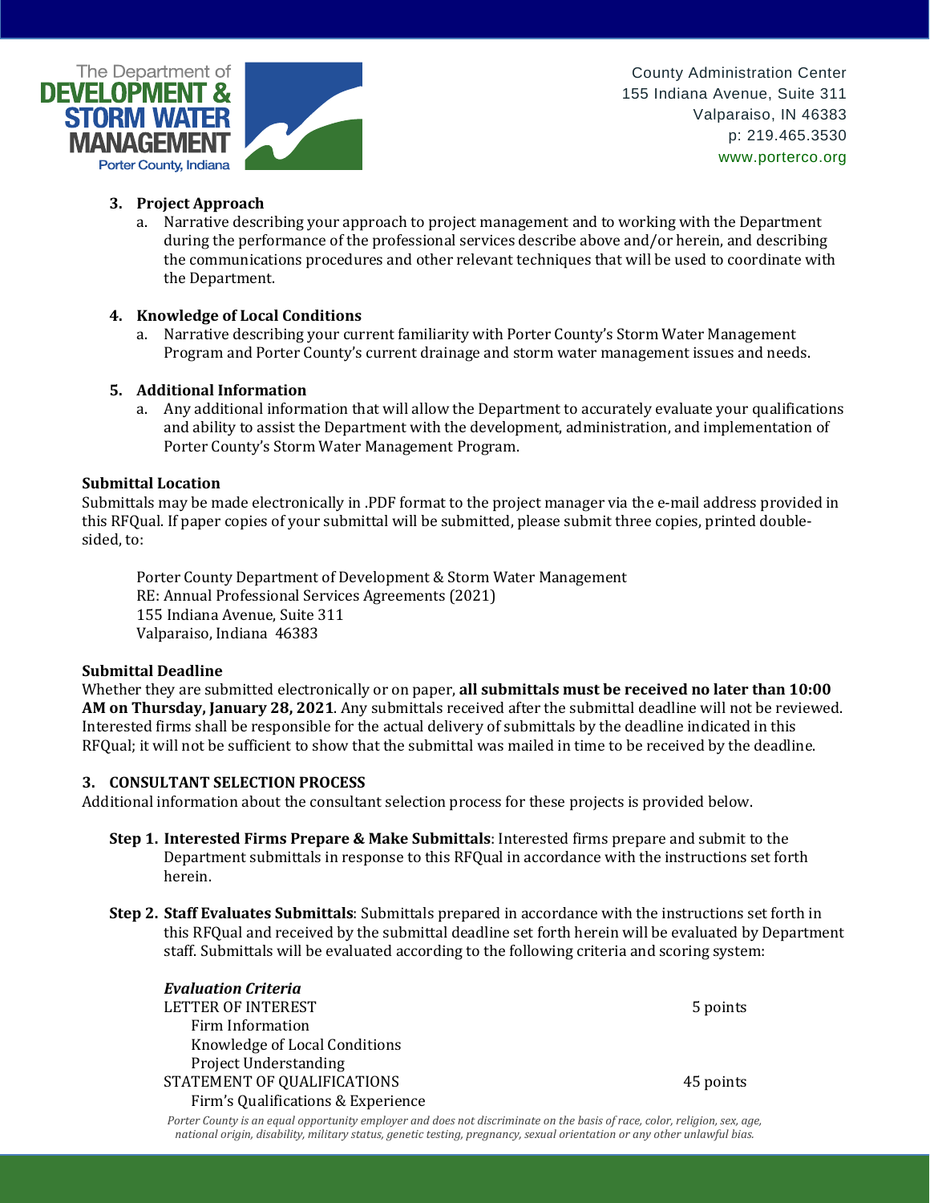3. **Project Approach**
   a. Narrative describing your approach to project management and to working with the Department during the performance of the professional services describe above and/or herein, and describing the communications procedures and other relevant techniques that will be used to coordinate with the Department.

4. **Knowledge of Local Conditions**
   a. Narrative describing your current familiarity with Porter County's Storm Water Management Program and Porter County's current drainage and storm water management issues and needs.

5. **Additional Information**
   a. Any additional information that will allow the Department to accurately evaluate your qualifications and ability to assist the Department with the development, administration, and implementation of Porter County's Storm Water Management Program.

**Submittal Location**

Submittals may be made electronically in .PDF format to the project manager via the e-mail address provided in this RFQual. If paper copies of your submittal will be submitted, please submit three copies, printed double-sided, to:

Porter County Department of Development & Storm Water Management
RE: Annual Professional Services Agreements (2021)
155 Indiana Avenue, Suite 311
Valparaiso, Indiana 46383

**Submittal Deadline**

Whether they are submitted electronically or on paper, **all submittals must be received no later than 10:00 AM on Thursday, January 28, 2021**. Any submittals received after the submittal deadline will not be reviewed. Interested firms shall be responsible for the actual delivery of submittals by the deadline indicated in this RFQual; it will not be sufficient to show that the submittal was mailed in time to be received by the deadline.

## 3. CONSULTANT SELECTION PROCESS

Additional information about the consultant selection process for these projects is provided below.

**Step 1. Interested Firms Prepare & Make Submittals**: Interested firms prepare and submit to the Department submittals in response to this RFQual in accordance with the instructions set forth herein.

**Step 2. Staff Evaluates Submittals**: Submittals prepared in accordance with the instructions set forth in this RFQual and received by the submittal deadline set forth herein will be evaluated by Department staff. Submittals will be evaluated according to the following criteria and scoring system:

***Evaluation Criteria***

| | |
|---|---|
| LETTER OF INTEREST | 5 points |
| Firm Information | |
| Knowledge of Local Conditions | |
| Project Understanding | |
| STATEMENT OF QUALIFICATIONS | 45 points |
| Firm's Qualifications & Experience | |

*Porter County is an equal opportunity employer and does not discriminate on the basis of race, color, religion, sex, age, national origin, disability, military status, genetic testing, pregnancy, sexual orientation or any other unlawful bias.*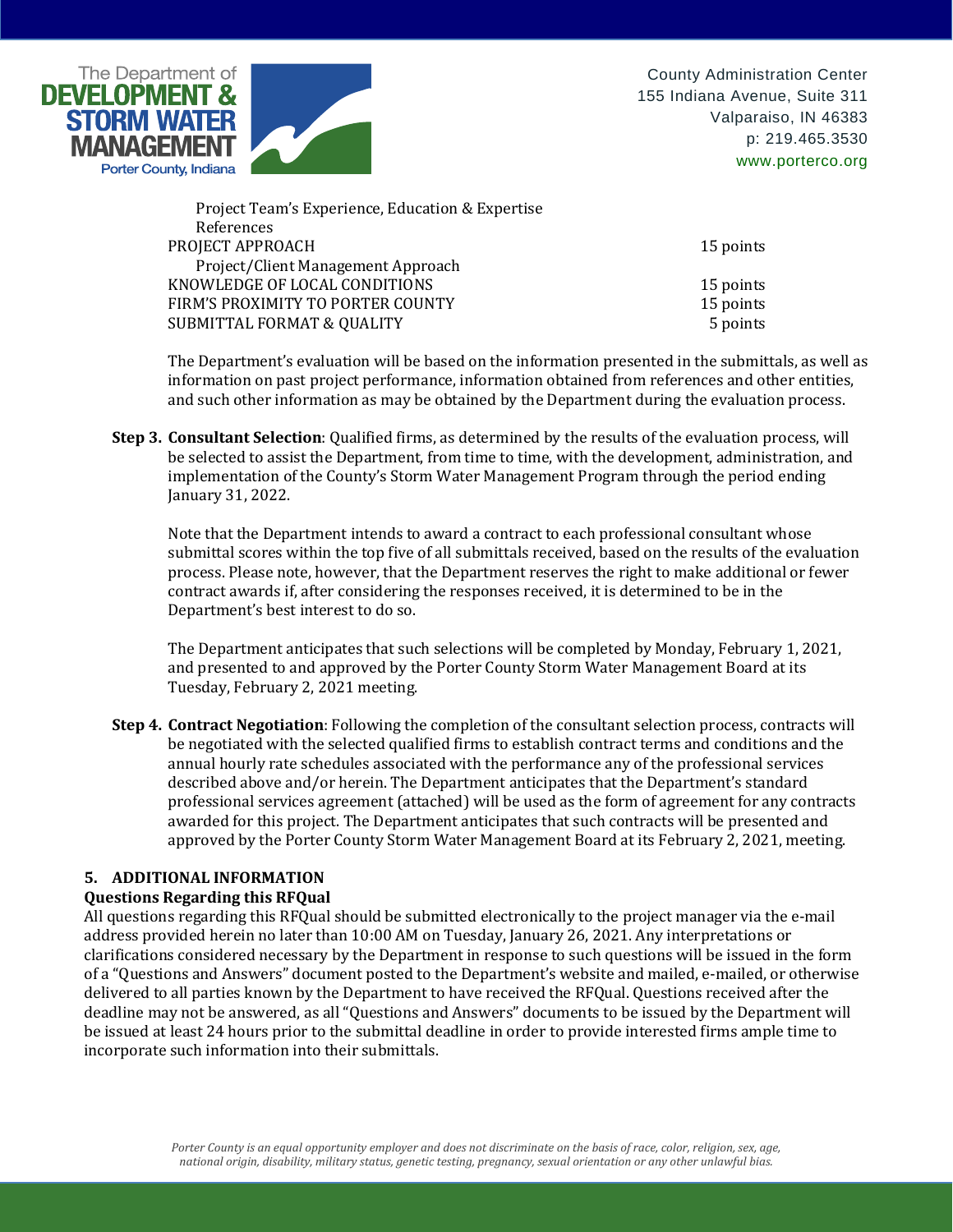Project Team's Experience, Education & Expertise
References

| | |
|---|---|
| PROJECT APPROACH | 15 points |
| Project/Client Management Approach | |
| KNOWLEDGE OF LOCAL CONDITIONS | 15 points |
| FIRM'S PROXIMITY TO PORTER COUNTY | 15 points |
| SUBMITTAL FORMAT & QUALITY | 5 points |

The Department's evaluation will be based on the information presented in the submittals, as well as information on past project performance, information obtained from references and other entities, and such other information as may be obtained by the Department during the evaluation process.

**Step 3. Consultant Selection**: Qualified firms, as determined by the results of the evaluation process, will be selected to assist the Department, from time to time, with the development, administration, and implementation of the County's Storm Water Management Program through the period ending January 31, 2022.

Note that the Department intends to award a contract to each professional consultant whose submittal scores within the top five of all submittals received, based on the results of the evaluation process. Please note, however, that the Department reserves the right to make additional or fewer contract awards if, after considering the responses received, it is determined to be in the Department's best interest to do so.

The Department anticipates that such selections will be completed by Monday, February 1, 2021, and presented to and approved by the Porter County Storm Water Management Board at its Tuesday, February 2, 2021 meeting.

**Step 4. Contract Negotiation**: Following the completion of the consultant selection process, contracts will be negotiated with the selected qualified firms to establish contract terms and conditions and the annual hourly rate schedules associated with the performance any of the professional services described above and/or herein. The Department anticipates that the Department's standard professional services agreement (attached) will be used as the form of agreement for any contracts awarded for this project. The Department anticipates that such contracts will be presented and approved by the Porter County Storm Water Management Board at its February 2, 2021, meeting.

## 5. ADDITIONAL INFORMATION

**Questions Regarding this RFQual**

All questions regarding this RFQual should be submitted electronically to the project manager via the e-mail address provided herein no later than 10:00 AM on Tuesday, January 26, 2021. Any interpretations or clarifications considered necessary by the Department in response to such questions will be issued in the form of a "Questions and Answers" document posted to the Department's website and mailed, e-mailed, or otherwise delivered to all parties known by the Department to have received the RFQual. Questions received after the deadline may not be answered, as all "Questions and Answers" documents to be issued by the Department will be issued at least 24 hours prior to the submittal deadline in order to provide interested firms ample time to incorporate such information into their submittals.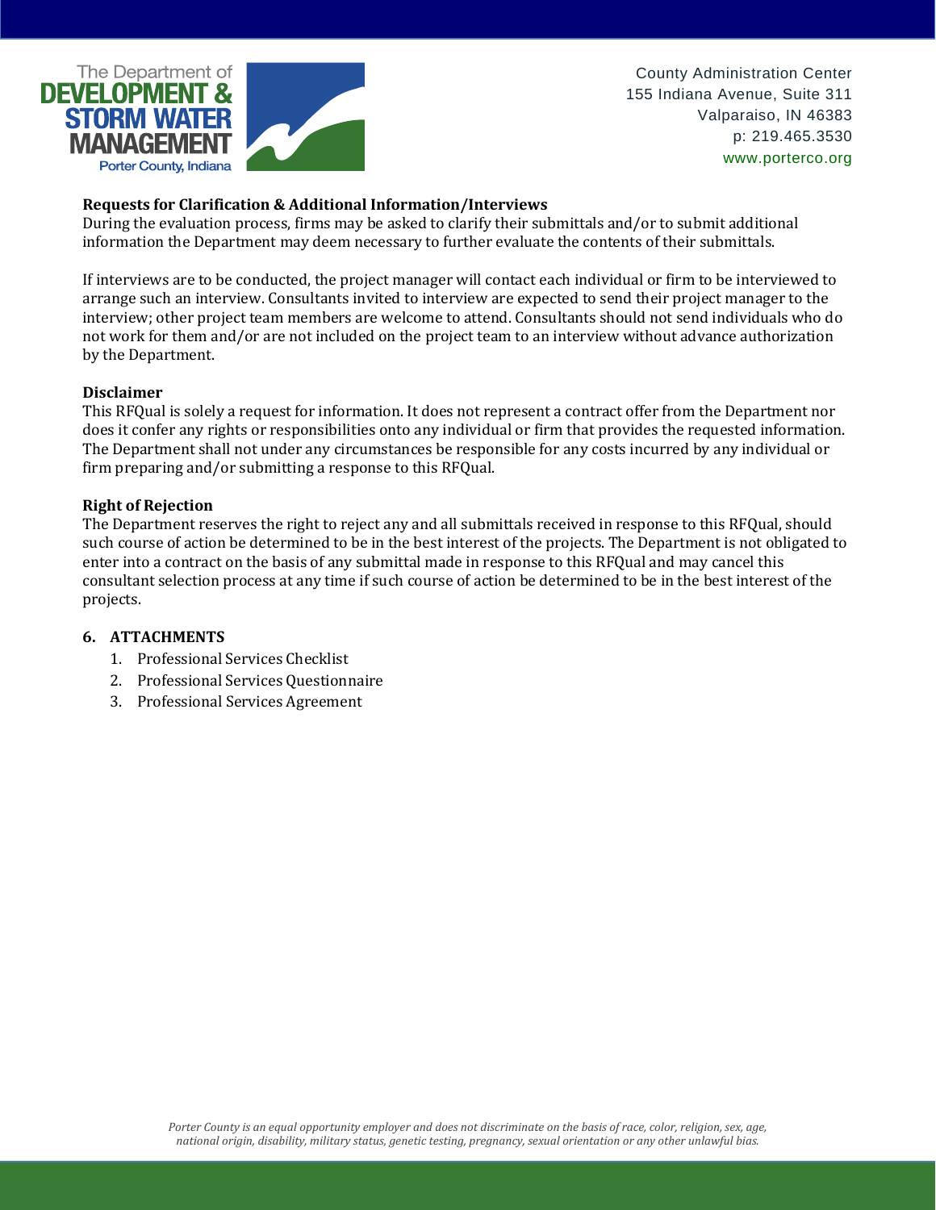**Requests for Clarification & Additional Information/Interviews**

During the evaluation process, firms may be asked to clarify their submittals and/or to submit additional information the Department may deem necessary to further evaluate the contents of their submittals.

If interviews are to be conducted, the project manager will contact each individual or firm to be interviewed to arrange such an interview. Consultants invited to interview are expected to send their project manager to the interview; other project team members are welcome to attend. Consultants should not send individuals who do not work for them and/or are not included on the project team to an interview without advance authorization by the Department.

**Disclaimer**

This RFQual is solely a request for information. It does not represent a contract offer from the Department nor does it confer any rights or responsibilities onto any individual or firm that provides the requested information. The Department shall not under any circumstances be responsible for any costs incurred by any individual or firm preparing and/or submitting a response to this RFQual.

**Right of Rejection**

The Department reserves the right to reject any and all submittals received in response to this RFQual, should such course of action be determined to be in the best interest of the projects. The Department is not obligated to enter into a contract on the basis of any submittal made in response to this RFQual and may cancel this consultant selection process at any time if such course of action be determined to be in the best interest of the projects.

## 6. ATTACHMENTS

1. Professional Services Checklist
2. Professional Services Questionnaire
3. Professional Services Agreement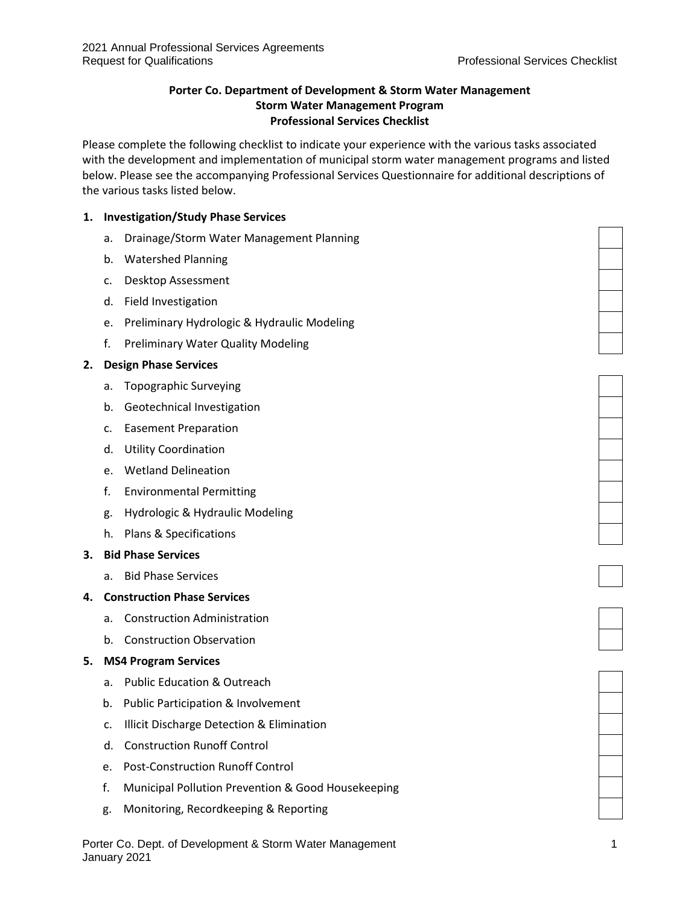**Porter Co. Department of Development & Storm Water Management**
**Storm Water Management Program**
**Professional Services Checklist**

Please complete the following checklist to indicate your experience with the various tasks associated with the development and implementation of municipal storm water management programs and listed below. Please see the accompanying Professional Services Questionnaire for additional descriptions of the various tasks listed below.

1. **Investigation/Study Phase Services**
   - a. Drainage/Storm Water Management Planning ☐
   - b. Watershed Planning ☐
   - c. Desktop Assessment ☐
   - d. Field Investigation ☐
   - e. Preliminary Hydrologic & Hydraulic Modeling ☐
   - f. Preliminary Water Quality Modeling ☐
2. **Design Phase Services**
   - a. Topographic Surveying ☐
   - b. Geotechnical Investigation ☐
   - c. Easement Preparation ☐
   - d. Utility Coordination ☐
   - e. Wetland Delineation ☐
   - f. Environmental Permitting ☐
   - g. Hydrologic & Hydraulic Modeling ☐
   - h. Plans & Specifications ☐
3. **Bid Phase Services**
   - a. Bid Phase Services ☐
4. **Construction Phase Services**
   - a. Construction Administration ☐
   - b. Construction Observation ☐
5. **MS4 Program Services**
   - a. Public Education & Outreach ☐
   - b. Public Participation & Involvement ☐
   - c. Illicit Discharge Detection & Elimination ☐
   - d. Construction Runoff Control ☐
   - e. Post-Construction Runoff Control ☐
   - f. Municipal Pollution Prevention & Good Housekeeping ☐
   - g. Monitoring, Recordkeeping & Reporting ☐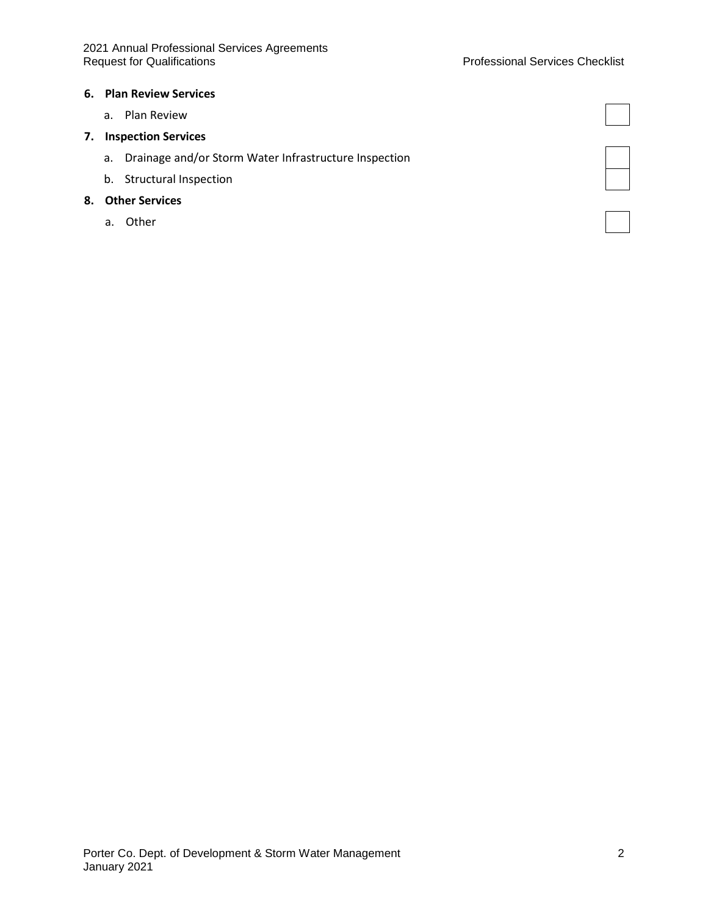**6. Plan Review Services**

a. Plan Review ☐

**7. Inspection Services**

a. Drainage and/or Storm Water Infrastructure Inspection ☐

b. Structural Inspection ☐

**8. Other Services**

a. Other ☐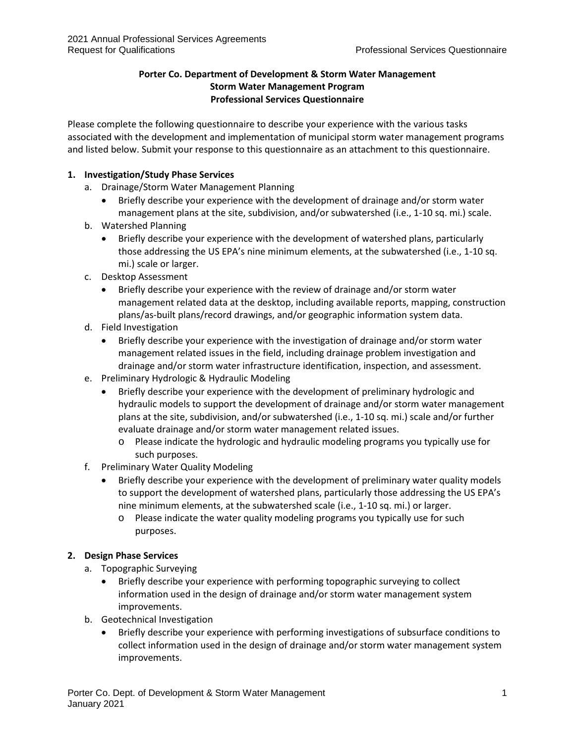**Porter Co. Department of Development & Storm Water Management**
**Storm Water Management Program**
**Professional Services Questionnaire**

Please complete the following questionnaire to describe your experience with the various tasks associated with the development and implementation of municipal storm water management programs and listed below. Submit your response to this questionnaire as an attachment to this questionnaire.

1. **Investigation/Study Phase Services**
   a. Drainage/Storm Water Management Planning
      - Briefly describe your experience with the development of drainage and/or storm water management plans at the site, subdivision, and/or subwatershed (i.e., 1-10 sq. mi.) scale.

   b. Watershed Planning
      - Briefly describe your experience with the development of watershed plans, particularly those addressing the US EPA's nine minimum elements, at the subwatershed (i.e., 1-10 sq. mi.) scale or larger.

   c. Desktop Assessment
      - Briefly describe your experience with the review of drainage and/or storm water management related data at the desktop, including available reports, mapping, construction plans/as-built plans/record drawings, and/or geographic information system data.

   d. Field Investigation
      - Briefly describe your experience with the investigation of drainage and/or storm water management related issues in the field, including drainage problem investigation and drainage and/or storm water infrastructure identification, inspection, and assessment.

   e. Preliminary Hydrologic & Hydraulic Modeling
      - Briefly describe your experience with the development of preliminary hydrologic and hydraulic models to support the development of drainage and/or storm water management plans at the site, subdivision, and/or subwatershed (i.e., 1-10 sq. mi.) scale and/or further evaluate drainage and/or storm water management related issues.
        - Please indicate the hydrologic and hydraulic modeling programs you typically use for such purposes.

   f. Preliminary Water Quality Modeling
      - Briefly describe your experience with the development of preliminary water quality models to support the development of watershed plans, particularly those addressing the US EPA's nine minimum elements, at the subwatershed scale (i.e., 1-10 sq. mi.) or larger.
        - Please indicate the water quality modeling programs you typically use for such purposes.

2. **Design Phase Services**
   a. Topographic Surveying
      - Briefly describe your experience with performing topographic surveying to collect information used in the design of drainage and/or storm water management system improvements.

   b. Geotechnical Investigation
      - Briefly describe your experience with performing investigations of subsurface conditions to collect information used in the design of drainage and/or storm water management system improvements.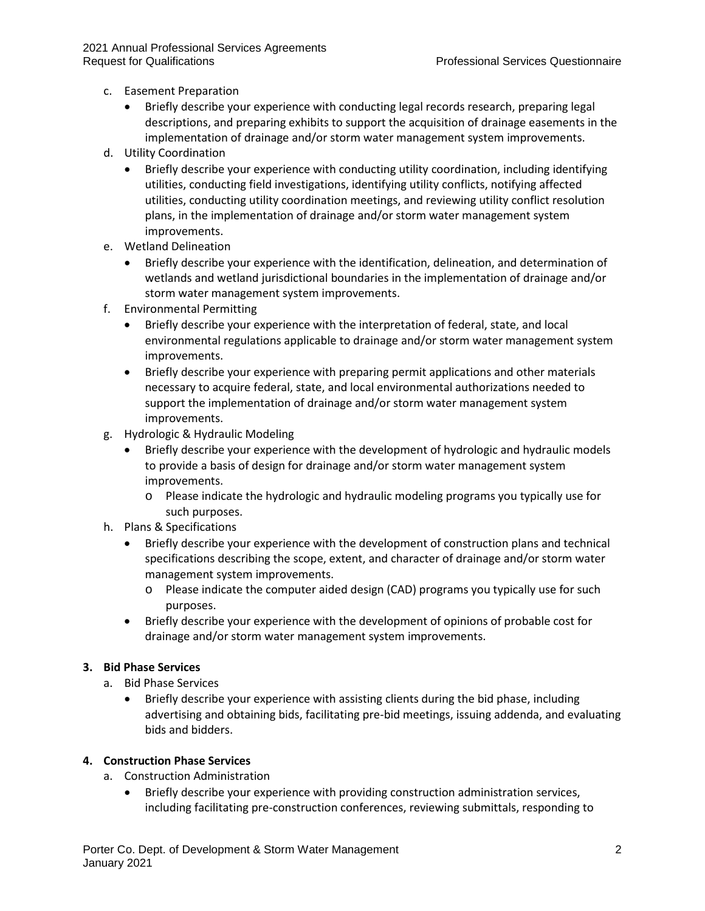c. Easement Preparation
   - Briefly describe your experience with conducting legal records research, preparing legal descriptions, and preparing exhibits to support the acquisition of drainage easements in the implementation of drainage and/or storm water management system improvements.

d. Utility Coordination
   - Briefly describe your experience with conducting utility coordination, including identifying utilities, conducting field investigations, identifying utility conflicts, notifying affected utilities, conducting utility coordination meetings, and reviewing utility conflict resolution plans, in the implementation of drainage and/or storm water management system improvements.

e. Wetland Delineation
   - Briefly describe your experience with the identification, delineation, and determination of wetlands and wetland jurisdictional boundaries in the implementation of drainage and/or storm water management system improvements.

f. Environmental Permitting
   - Briefly describe your experience with the interpretation of federal, state, and local environmental regulations applicable to drainage and/or storm water management system improvements.
   - Briefly describe your experience with preparing permit applications and other materials necessary to acquire federal, state, and local environmental authorizations needed to support the implementation of drainage and/or storm water management system improvements.

g. Hydrologic & Hydraulic Modeling
   - Briefly describe your experience with the development of hydrologic and hydraulic models to provide a basis of design for drainage and/or storm water management system improvements.
     - Please indicate the hydrologic and hydraulic modeling programs you typically use for such purposes.

h. Plans & Specifications
   - Briefly describe your experience with the development of construction plans and technical specifications describing the scope, extent, and character of drainage and/or storm water management system improvements.
     - Please indicate the computer aided design (CAD) programs you typically use for such purposes.
   - Briefly describe your experience with the development of opinions of probable cost for drainage and/or storm water management system improvements.

**3. Bid Phase Services**

a. Bid Phase Services
   - Briefly describe your experience with assisting clients during the bid phase, including advertising and obtaining bids, facilitating pre-bid meetings, issuing addenda, and evaluating bids and bidders.

**4. Construction Phase Services**

a. Construction Administration
   - Briefly describe your experience with providing construction administration services, including facilitating pre-construction conferences, reviewing submittals, responding to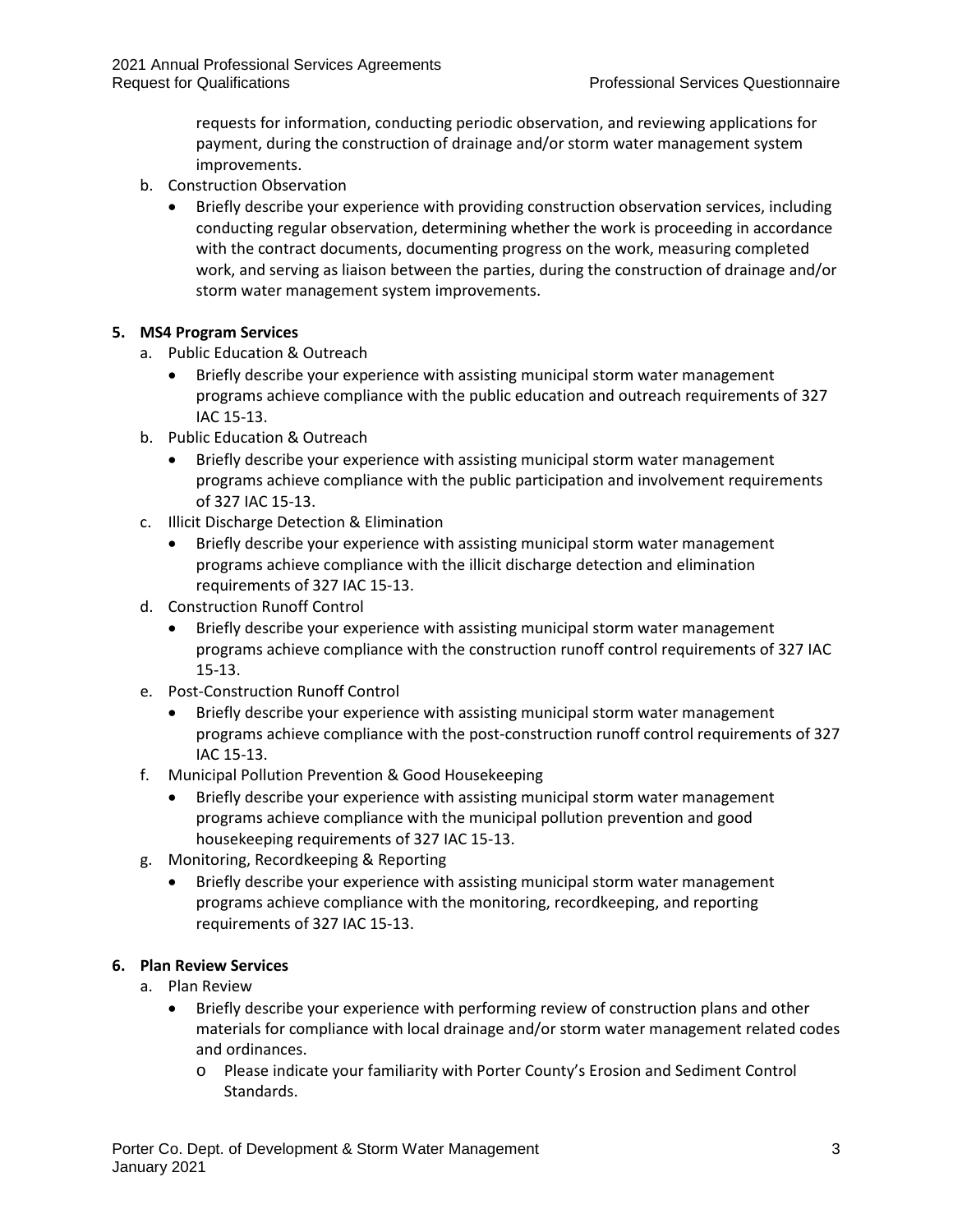requests for information, conducting periodic observation, and reviewing applications for payment, during the construction of drainage and/or storm water management system improvements.

b. Construction Observation
   - Briefly describe your experience with providing construction observation services, including conducting regular observation, determining whether the work is proceeding in accordance with the contract documents, documenting progress on the work, measuring completed work, and serving as liaison between the parties, during the construction of drainage and/or storm water management system improvements.

**5. MS4 Program Services**

a. Public Education & Outreach
   - Briefly describe your experience with assisting municipal storm water management programs achieve compliance with the public education and outreach requirements of 327 IAC 15-13.

b. Public Education & Outreach
   - Briefly describe your experience with assisting municipal storm water management programs achieve compliance with the public participation and involvement requirements of 327 IAC 15-13.

c. Illicit Discharge Detection & Elimination
   - Briefly describe your experience with assisting municipal storm water management programs achieve compliance with the illicit discharge detection and elimination requirements of 327 IAC 15-13.

d. Construction Runoff Control
   - Briefly describe your experience with assisting municipal storm water management programs achieve compliance with the construction runoff control requirements of 327 IAC 15-13.

e. Post-Construction Runoff Control
   - Briefly describe your experience with assisting municipal storm water management programs achieve compliance with the post-construction runoff control requirements of 327 IAC 15-13.

f. Municipal Pollution Prevention & Good Housekeeping
   - Briefly describe your experience with assisting municipal storm water management programs achieve compliance with the municipal pollution prevention and good housekeeping requirements of 327 IAC 15-13.

g. Monitoring, Recordkeeping & Reporting
   - Briefly describe your experience with assisting municipal storm water management programs achieve compliance with the monitoring, recordkeeping, and reporting requirements of 327 IAC 15-13.

**6. Plan Review Services**

a. Plan Review
   - Briefly describe your experience with performing review of construction plans and other materials for compliance with local drainage and/or storm water management related codes and ordinances.
     - Please indicate your familiarity with Porter County's Erosion and Sediment Control Standards.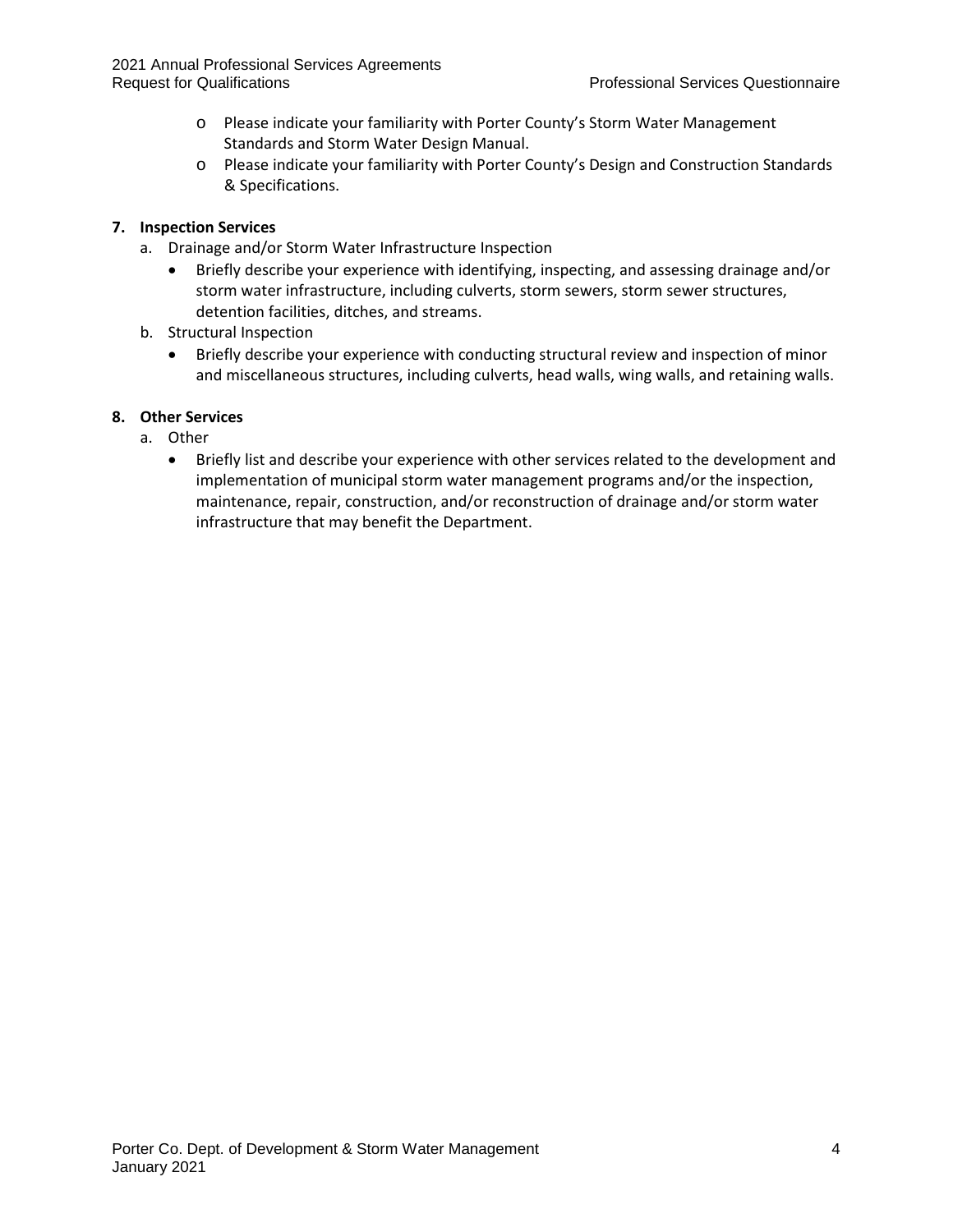- Please indicate your familiarity with Porter County's Storm Water Management Standards and Storm Water Design Manual.
- Please indicate your familiarity with Porter County's Design and Construction Standards & Specifications.

**7. Inspection Services**

a. Drainage and/or Storm Water Infrastructure Inspection

- Briefly describe your experience with identifying, inspecting, and assessing drainage and/or storm water infrastructure, including culverts, storm sewers, storm sewer structures, detention facilities, ditches, and streams.

b. Structural Inspection

- Briefly describe your experience with conducting structural review and inspection of minor and miscellaneous structures, including culverts, head walls, wing walls, and retaining walls.

**8. Other Services**

a. Other

- Briefly list and describe your experience with other services related to the development and implementation of municipal storm water management programs and/or the inspection, maintenance, repair, construction, and/or reconstruction of drainage and/or storm water infrastructure that may benefit the Department.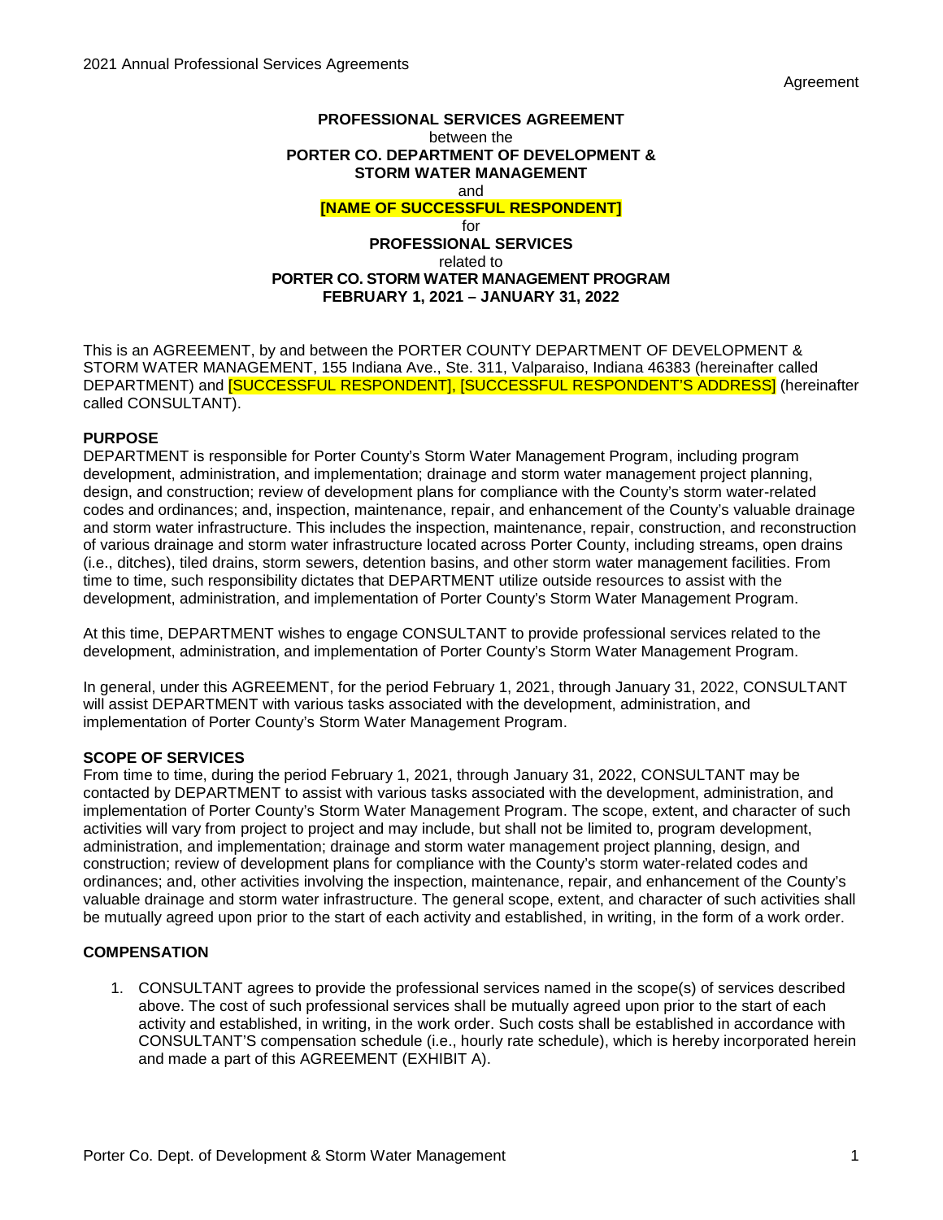**PROFESSIONAL SERVICES AGREEMENT**
between the
**PORTER CO. DEPARTMENT OF DEVELOPMENT & STORM WATER MANAGEMENT**
and
**[NAME OF SUCCESSFUL RESPONDENT]**
for
**PROFESSIONAL SERVICES**
related to
**PORTER CO. STORM WATER MANAGEMENT PROGRAM**
**FEBRUARY 1, 2021 – JANUARY 31, 2022**

This is an AGREEMENT, by and between the PORTER COUNTY DEPARTMENT OF DEVELOPMENT & STORM WATER MANAGEMENT, 155 Indiana Ave., Ste. 311, Valparaiso, Indiana 46383 (hereinafter called DEPARTMENT) and [SUCCESSFUL RESPONDENT], [SUCCESSFUL RESPONDENT'S ADDRESS] (hereinafter called CONSULTANT).

**PURPOSE**

DEPARTMENT is responsible for Porter County's Storm Water Management Program, including program development, administration, and implementation; drainage and storm water management project planning, design, and construction; review of development plans for compliance with the County's storm water-related codes and ordinances; and, inspection, maintenance, repair, and enhancement of the County's valuable drainage and storm water infrastructure. This includes the inspection, maintenance, repair, construction, and reconstruction of various drainage and storm water infrastructure located across Porter County, including streams, open drains (i.e., ditches), tiled drains, storm sewers, detention basins, and other storm water management facilities. From time to time, such responsibility dictates that DEPARTMENT utilize outside resources to assist with the development, administration, and implementation of Porter County's Storm Water Management Program.

At this time, DEPARTMENT wishes to engage CONSULTANT to provide professional services related to the development, administration, and implementation of Porter County's Storm Water Management Program.

In general, under this AGREEMENT, for the period February 1, 2021, through January 31, 2022, CONSULTANT will assist DEPARTMENT with various tasks associated with the development, administration, and implementation of Porter County's Storm Water Management Program.

**SCOPE OF SERVICES**

From time to time, during the period February 1, 2021, through January 31, 2022, CONSULTANT may be contacted by DEPARTMENT to assist with various tasks associated with the development, administration, and implementation of Porter County's Storm Water Management Program. The scope, extent, and character of such activities will vary from project to project and may include, but shall not be limited to, program development, administration, and implementation; drainage and storm water management project planning, design, and construction; review of development plans for compliance with the County's storm water-related codes and ordinances; and, other activities involving the inspection, maintenance, repair, and enhancement of the County's valuable drainage and storm water infrastructure. The general scope, extent, and character of such activities shall be mutually agreed upon prior to the start of each activity and established, in writing, in the form of a work order.

**COMPENSATION**

1. CONSULTANT agrees to provide the professional services named in the scope(s) of services described above. The cost of such professional services shall be mutually agreed upon prior to the start of each activity and established, in writing, in the work order. Such costs shall be established in accordance with CONSULTANT'S compensation schedule (i.e., hourly rate schedule), which is hereby incorporated herein and made a part of this AGREEMENT (EXHIBIT A).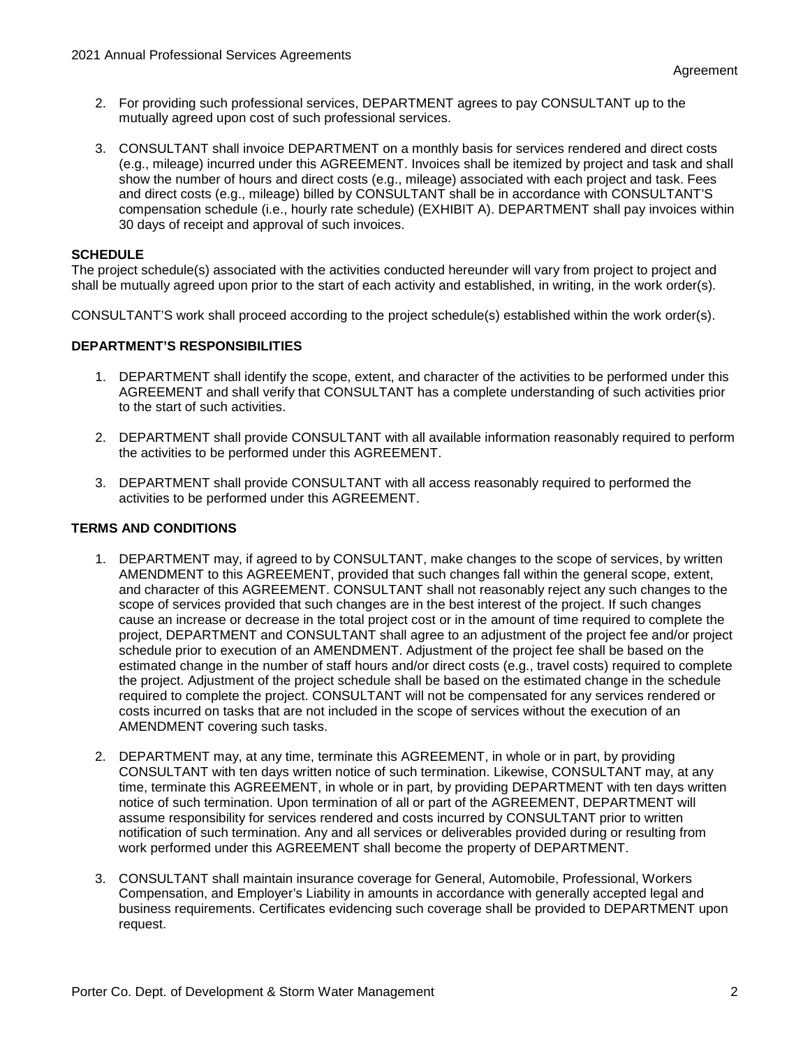2. For providing such professional services, DEPARTMENT agrees to pay CONSULTANT up to the mutually agreed upon cost of such professional services.

3. CONSULTANT shall invoice DEPARTMENT on a monthly basis for services rendered and direct costs (e.g., mileage) incurred under this AGREEMENT. Invoices shall be itemized by project and task and shall show the number of hours and direct costs (e.g., mileage) associated with each project and task. Fees and direct costs (e.g., mileage) billed by CONSULTANT shall be in accordance with CONSULTANT'S compensation schedule (i.e., hourly rate schedule) (EXHIBIT A). DEPARTMENT shall pay invoices within 30 days of receipt and approval of such invoices.

**SCHEDULE**

The project schedule(s) associated with the activities conducted hereunder will vary from project to project and shall be mutually agreed upon prior to the start of each activity and established, in writing, in the work order(s).

CONSULTANT'S work shall proceed according to the project schedule(s) established within the work order(s).

**DEPARTMENT'S RESPONSIBILITIES**

1. DEPARTMENT shall identify the scope, extent, and character of the activities to be performed under this AGREEMENT and shall verify that CONSULTANT has a complete understanding of such activities prior to the start of such activities.

2. DEPARTMENT shall provide CONSULTANT with all available information reasonably required to perform the activities to be performed under this AGREEMENT.

3. DEPARTMENT shall provide CONSULTANT with all access reasonably required to performed the activities to be performed under this AGREEMENT.

**TERMS AND CONDITIONS**

1. DEPARTMENT may, if agreed to by CONSULTANT, make changes to the scope of services, by written AMENDMENT to this AGREEMENT, provided that such changes fall within the general scope, extent, and character of this AGREEMENT. CONSULTANT shall not reasonably reject any such changes to the scope of services provided that such changes are in the best interest of the project. If such changes cause an increase or decrease in the total project cost or in the amount of time required to complete the project, DEPARTMENT and CONSULTANT shall agree to an adjustment of the project fee and/or project schedule prior to execution of an AMENDMENT. Adjustment of the project fee shall be based on the estimated change in the number of staff hours and/or direct costs (e.g., travel costs) required to complete the project. Adjustment of the project schedule shall be based on the estimated change in the schedule required to complete the project. CONSULTANT will not be compensated for any services rendered or costs incurred on tasks that are not included in the scope of services without the execution of an AMENDMENT covering such tasks.

2. DEPARTMENT may, at any time, terminate this AGREEMENT, in whole or in part, by providing CONSULTANT with ten days written notice of such termination. Likewise, CONSULTANT may, at any time, terminate this AGREEMENT, in whole or in part, by providing DEPARTMENT with ten days written notice of such termination. Upon termination of all or part of the AGREEMENT, DEPARTMENT will assume responsibility for services rendered and costs incurred by CONSULTANT prior to written notification of such termination. Any and all services or deliverables provided during or resulting from work performed under this AGREEMENT shall become the property of DEPARTMENT.

3. CONSULTANT shall maintain insurance coverage for General, Automobile, Professional, Workers Compensation, and Employer's Liability in amounts in accordance with generally accepted legal and business requirements. Certificates evidencing such coverage shall be provided to DEPARTMENT upon request.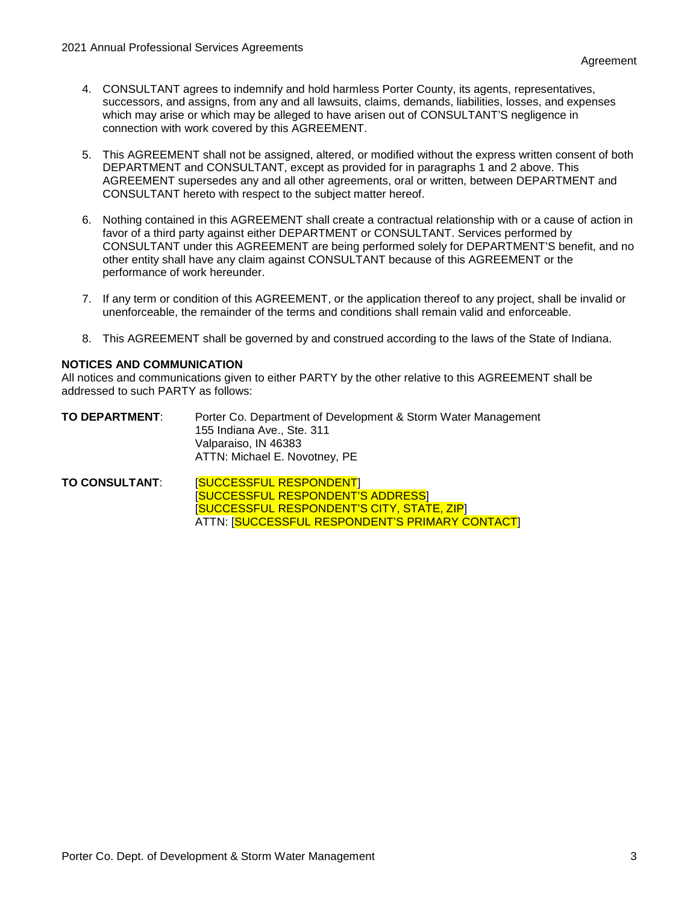4. CONSULTANT agrees to indemnify and hold harmless Porter County, its agents, representatives, successors, and assigns, from any and all lawsuits, claims, demands, liabilities, losses, and expenses which may arise or which may be alleged to have arisen out of CONSULTANT'S negligence in connection with work covered by this AGREEMENT.

5. This AGREEMENT shall not be assigned, altered, or modified without the express written consent of both DEPARTMENT and CONSULTANT, except as provided for in paragraphs 1 and 2 above. This AGREEMENT supersedes any and all other agreements, oral or written, between DEPARTMENT and CONSULTANT hereto with respect to the subject matter hereof.

6. Nothing contained in this AGREEMENT shall create a contractual relationship with or a cause of action in favor of a third party against either DEPARTMENT or CONSULTANT. Services performed by CONSULTANT under this AGREEMENT are being performed solely for DEPARTMENT'S benefit, and no other entity shall have any claim against CONSULTANT because of this AGREEMENT or the performance of work hereunder.

7. If any term or condition of this AGREEMENT, or the application thereof to any project, shall be invalid or unenforceable, the remainder of the terms and conditions shall remain valid and enforceable.

8. This AGREEMENT shall be governed by and construed according to the laws of the State of Indiana.

**NOTICES AND COMMUNICATION**

All notices and communications given to either PARTY by the other relative to this AGREEMENT shall be addressed to such PARTY as follows:

**TO DEPARTMENT**:
Porter Co. Department of Development & Storm Water Management
155 Indiana Ave., Ste. 311
Valparaiso, IN 46383
ATTN: Michael E. Novotney, PE

**TO CONSULTANT**:
[SUCCESSFUL RESPONDENT]
[SUCCESSFUL RESPONDENT'S ADDRESS]
[SUCCESSFUL RESPONDENT'S CITY, STATE, ZIP]
ATTN: [SUCCESSFUL RESPONDENT'S PRIMARY CONTACT]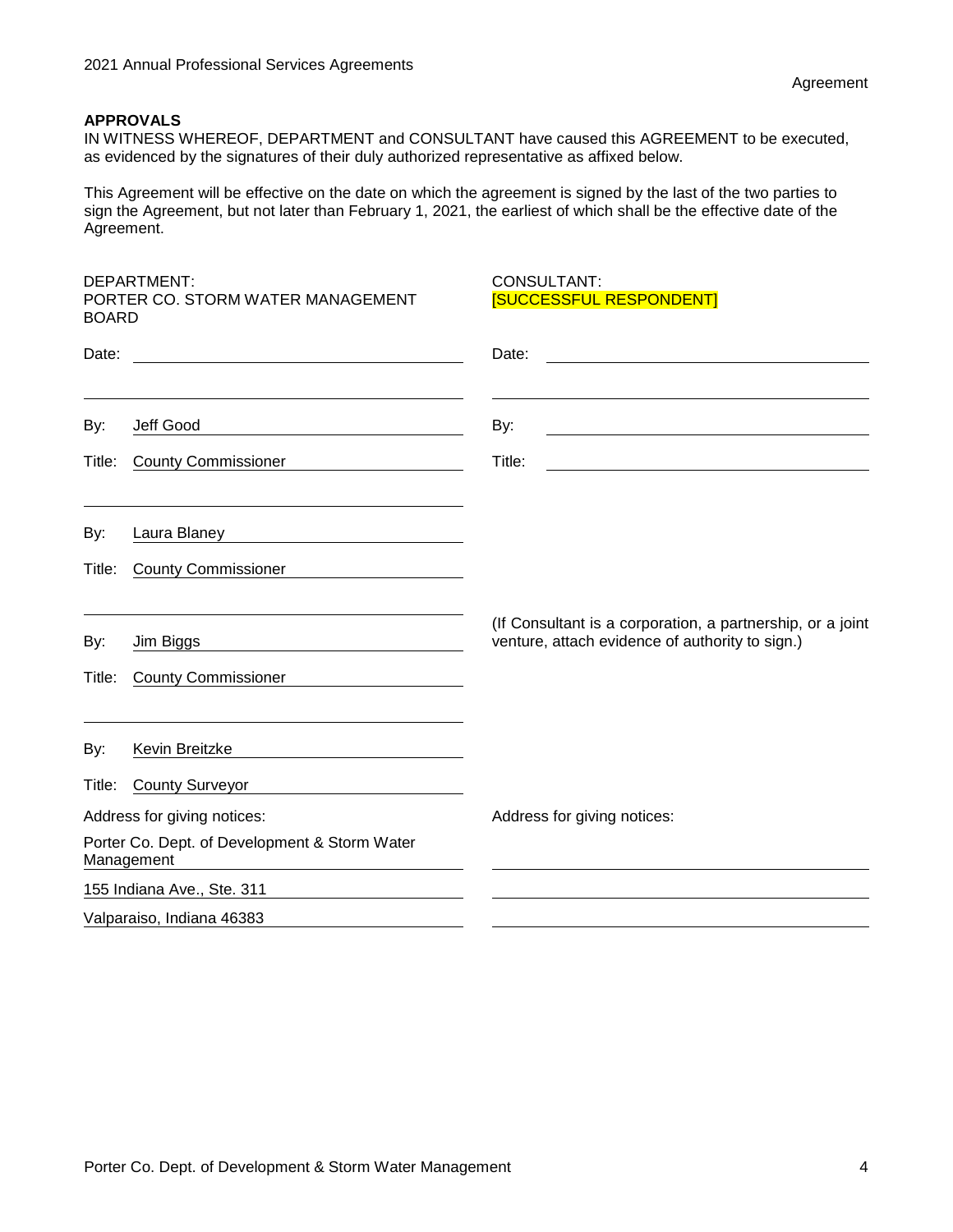**APPROVALS**

IN WITNESS WHEREOF, DEPARTMENT and CONSULTANT have caused this AGREEMENT to be executed, as evidenced by the signatures of their duly authorized representative as affixed below.

This Agreement will be effective on the date on which the agreement is signed by the last of the two parties to sign the Agreement, but not later than February 1, 2021, the earliest of which shall be the effective date of the Agreement.

| | |
|---|---|
| DEPARTMENT:<br>PORTER CO. STORM WATER MANAGEMENT BOARD | CONSULTANT:<br>[SUCCESSFUL RESPONDENT] |
| Date: ____________________ | Date: ____________________ |
| ____________________ | ____________________ |
| By: Jeff Good | By: ____________________ |
| Title: County Commissioner | Title: ____________________ |
| ____________________ | |
| By: Laura Blaney | |
| Title: County Commissioner | |
| ____________________ | (If Consultant is a corporation, a partnership, or a joint venture, attach evidence of authority to sign.) |
| By: Jim Biggs | |
| Title: County Commissioner | |
| ____________________ | |
| By: Kevin Breitzke | |
| Title: County Surveyor | |
| Address for giving notices: | Address for giving notices: |
| Porter Co. Dept. of Development & Storm Water Management | ____________________ |
| 155 Indiana Ave., Ste. 311 | ____________________ |
| Valparaiso, Indiana 46383 | ____________________ |